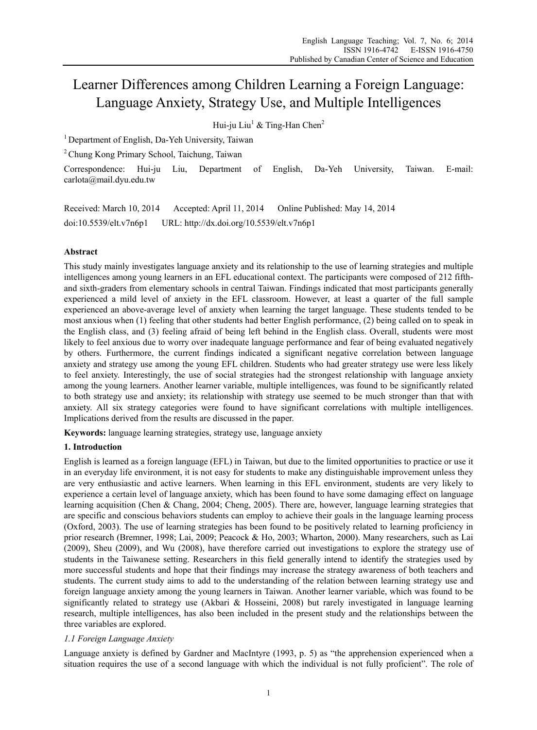# Learner Differences among Children Learning a Foreign Language: Language Anxiety, Strategy Use, and Multiple Intelligences

Hui-ju Liu[1] & Ting-Han Chen[2]

[1] Department of English, Da-Yeh University, Taiwan

[2] Chung Kong Primary School, Taichung, Taiwan

Correspondence: Hui-ju Liu, Department of English, Da-Yeh University, Taiwan. E-mail: carlota@mail.dyu.edu.tw

Received: March 10, 2014 Accepted: April 11, 2014 Online Published: May 14, 2014

doi:10.5539/elt.v7n6p1 URL: http://dx.doi.org/10.5539/elt.v7n6p1

## Abstract

This study mainly investigates language anxiety and its relationship to the use of learning strategies and multiple intelligences among young learners in an EFL educational context. The participants were composed of 212 fifth- and sixth-graders from elementary schools in central Taiwan. Findings indicated that most participants generally experienced a mild level of anxiety in the EFL classroom. However, at least a quarter of the full sample experienced an above-average level of anxiety when learning the target language. These students tended to be most anxious when (1) feeling that other students had better English performance, (2) being called on to speak in the English class, and (3) feeling afraid of being left behind in the English class. Overall, students were most likely to feel anxious due to worry over inadequate language performance and fear of being evaluated negatively by others. Furthermore, the current findings indicated a significant negative correlation between language anxiety and strategy use among the young EFL children. Students who had greater strategy use were less likely to feel anxiety. Interestingly, the use of social strategies had the strongest relationship with language anxiety among the young learners. Another learner variable, multiple intelligences, was found to be significantly related to both strategy use and anxiety; its relationship with strategy use seemed to be much stronger than that with anxiety. All six strategy categories were found to have significant correlations with multiple intelligences. Implications derived from the results are discussed in the paper.

**Keywords:** language learning strategies, strategy use, language anxiety

## 1. Introduction

English is learned as a foreign language (EFL) in Taiwan, but due to the limited opportunities to practice or use it in an everyday life environment, it is not easy for students to make any distinguishable improvement unless they are very enthusiastic and active learners. When learning in this EFL environment, students are very likely to experience a certain level of language anxiety, which has been found to have some damaging effect on language learning acquisition (Chen & Chang, 2004; Cheng, 2005). There are, however, language learning strategies that are specific and conscious behaviors students can employ to achieve their goals in the language learning process (Oxford, 2003). The use of learning strategies has been found to be positively related to learning proficiency in prior research (Bremner, 1998; Lai, 2009; Peacock & Ho, 2003; Wharton, 2000). Many researchers, such as Lai (2009), Sheu (2009), and Wu (2008), have therefore carried out investigations to explore the strategy use of students in the Taiwanese setting. Researchers in this field generally intend to identify the strategies used by more successful students and hope that their findings may increase the strategy awareness of both teachers and students. The current study aims to add to the understanding of the relation between learning strategy use and foreign language anxiety among the young learners in Taiwan. Another learner variable, which was found to be significantly related to strategy use (Akbari & Hosseini, 2008) but rarely investigated in language learning research, multiple intelligences, has also been included in the present study and the relationships between the three variables are explored.

### *1.1 Foreign Language Anxiety*

Language anxiety is defined by Gardner and MacIntyre (1993, p. 5) as "the apprehension experienced when a situation requires the use of a second language with which the individual is not fully proficient". The role of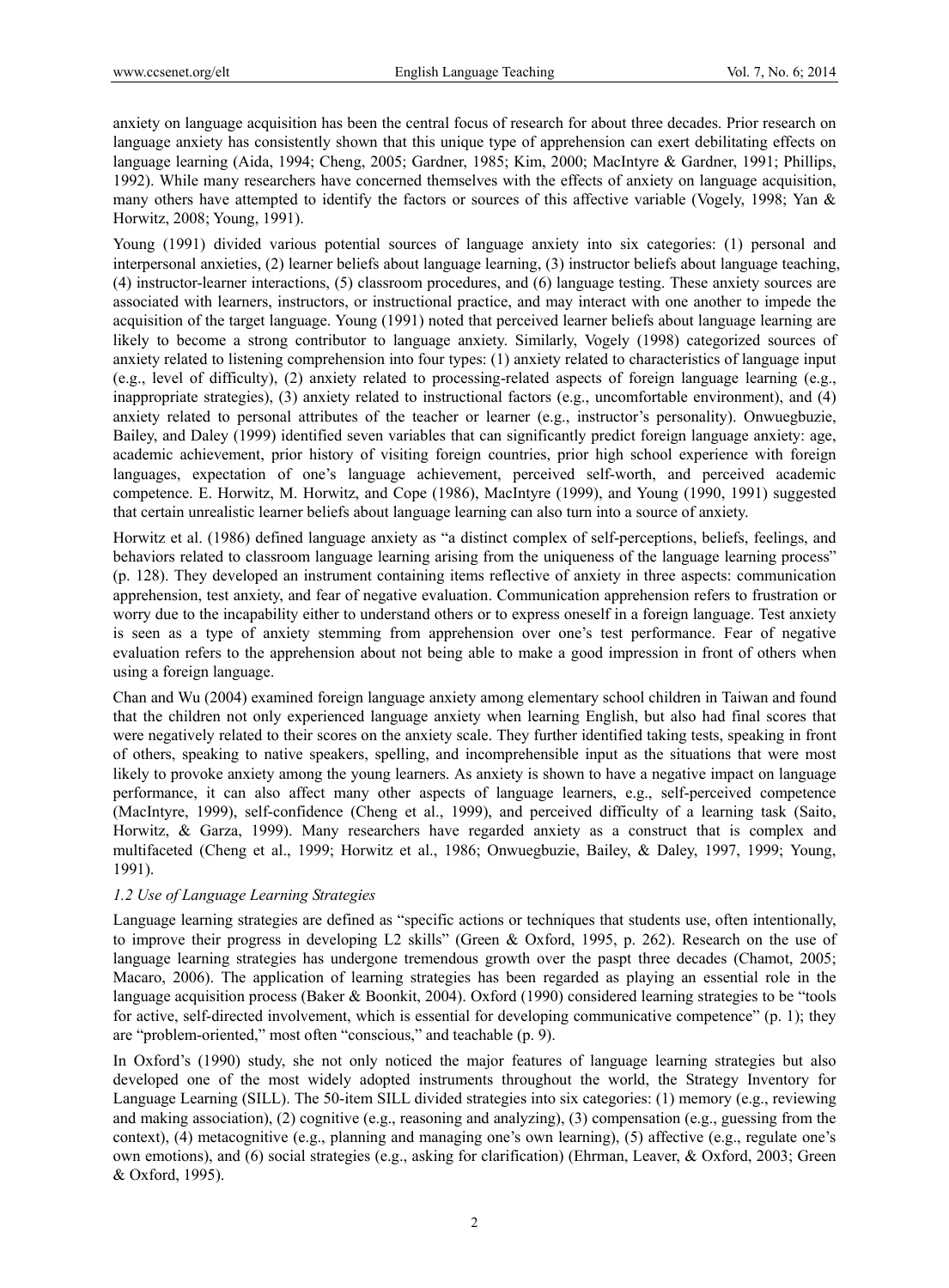anxiety on language acquisition has been the central focus of research for about three decades. Prior research on language anxiety has consistently shown that this unique type of apprehension can exert debilitating effects on language learning (Aida, 1994; Cheng, 2005; Gardner, 1985; Kim, 2000; MacIntyre & Gardner, 1991; Phillips, 1992). While many researchers have concerned themselves with the effects of anxiety on language acquisition, many others have attempted to identify the factors or sources of this affective variable (Vogely, 1998; Yan & Horwitz, 2008; Young, 1991).

Young (1991) divided various potential sources of language anxiety into six categories: (1) personal and interpersonal anxieties, (2) learner beliefs about language learning, (3) instructor beliefs about language teaching, (4) instructor-learner interactions, (5) classroom procedures, and (6) language testing. These anxiety sources are associated with learners, instructors, or instructional practice, and may interact with one another to impede the acquisition of the target language. Young (1991) noted that perceived learner beliefs about language learning are likely to become a strong contributor to language anxiety. Similarly, Vogely (1998) categorized sources of anxiety related to listening comprehension into four types: (1) anxiety related to characteristics of language input (e.g., level of difficulty), (2) anxiety related to processing-related aspects of foreign language learning (e.g., inappropriate strategies), (3) anxiety related to instructional factors (e.g., uncomfortable environment), and (4) anxiety related to personal attributes of the teacher or learner (e.g., instructor's personality). Onwuegbuzie, Bailey, and Daley (1999) identified seven variables that can significantly predict foreign language anxiety: age, academic achievement, prior history of visiting foreign countries, prior high school experience with foreign languages, expectation of one's language achievement, perceived self-worth, and perceived academic competence. E. Horwitz, M. Horwitz, and Cope (1986), MacIntyre (1999), and Young (1990, 1991) suggested that certain unrealistic learner beliefs about language learning can also turn into a source of anxiety.

Horwitz et al. (1986) defined language anxiety as "a distinct complex of self-perceptions, beliefs, feelings, and behaviors related to classroom language learning arising from the uniqueness of the language learning process" (p. 128). They developed an instrument containing items reflective of anxiety in three aspects: communication apprehension, test anxiety, and fear of negative evaluation. Communication apprehension refers to frustration or worry due to the incapability either to understand others or to express oneself in a foreign language. Test anxiety is seen as a type of anxiety stemming from apprehension over one's test performance. Fear of negative evaluation refers to the apprehension about not being able to make a good impression in front of others when using a foreign language.

Chan and Wu (2004) examined foreign language anxiety among elementary school children in Taiwan and found that the children not only experienced language anxiety when learning English, but also had final scores that were negatively related to their scores on the anxiety scale. They further identified taking tests, speaking in front of others, speaking to native speakers, spelling, and incomprehensible input as the situations that were most likely to provoke anxiety among the young learners. As anxiety is shown to have a negative impact on language performance, it can also affect many other aspects of language learners, e.g., self-perceived competence (MacIntyre, 1999), self-confidence (Cheng et al., 1999), and perceived difficulty of a learning task (Saito, Horwitz, & Garza, 1999). Many researchers have regarded anxiety as a construct that is complex and multifaceted (Cheng et al., 1999; Horwitz et al., 1986; Onwuegbuzie, Bailey, & Daley, 1997, 1999; Young, 1991).

### *1.2 Use of Language Learning Strategies*

Language learning strategies are defined as "specific actions or techniques that students use, often intentionally, to improve their progress in developing L2 skills" (Green & Oxford, 1995, p. 262). Research on the use of language learning strategies has undergone tremendous growth over the paspt three decades (Chamot, 2005; Macaro, 2006). The application of learning strategies has been regarded as playing an essential role in the language acquisition process (Baker & Boonkit, 2004). Oxford (1990) considered learning strategies to be "tools for active, self-directed involvement, which is essential for developing communicative competence" (p. 1); they are "problem-oriented," most often "conscious," and teachable (p. 9).

In Oxford's (1990) study, she not only noticed the major features of language learning strategies but also developed one of the most widely adopted instruments throughout the world, the Strategy Inventory for Language Learning (SILL). The 50-item SILL divided strategies into six categories: (1) memory (e.g., reviewing and making association), (2) cognitive (e.g., reasoning and analyzing), (3) compensation (e.g., guessing from the context), (4) metacognitive (e.g., planning and managing one's own learning), (5) affective (e.g., regulate one's own emotions), and (6) social strategies (e.g., asking for clarification) (Ehrman, Leaver, & Oxford, 2003; Green & Oxford, 1995).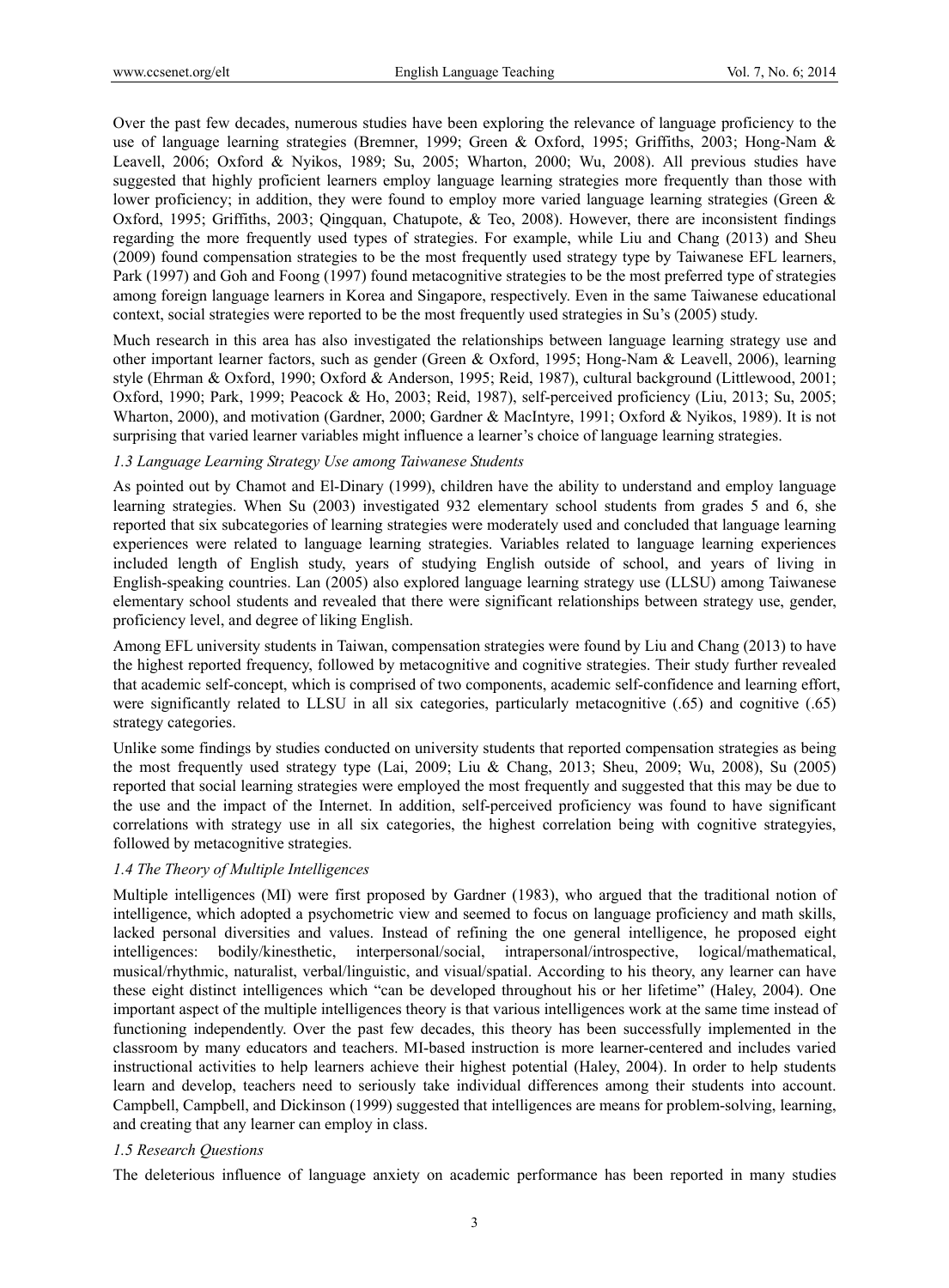Over the past few decades, numerous studies have been exploring the relevance of language proficiency to the use of language learning strategies (Bremner, 1999; Green & Oxford, 1995; Griffiths, 2003; Hong-Nam & Leavell, 2006; Oxford & Nyikos, 1989; Su, 2005; Wharton, 2000; Wu, 2008). All previous studies have suggested that highly proficient learners employ language learning strategies more frequently than those with lower proficiency; in addition, they were found to employ more varied language learning strategies (Green & Oxford, 1995; Griffiths, 2003; Qingquan, Chatupote, & Teo, 2008). However, there are inconsistent findings regarding the more frequently used types of strategies. For example, while Liu and Chang (2013) and Sheu (2009) found compensation strategies to be the most frequently used strategy type by Taiwanese EFL learners, Park (1997) and Goh and Foong (1997) found metacognitive strategies to be the most preferred type of strategies among foreign language learners in Korea and Singapore, respectively. Even in the same Taiwanese educational context, social strategies were reported to be the most frequently used strategies in Su's (2005) study.

Much research in this area has also investigated the relationships between language learning strategy use and other important learner factors, such as gender (Green & Oxford, 1995; Hong-Nam & Leavell, 2006), learning style (Ehrman & Oxford, 1990; Oxford & Anderson, 1995; Reid, 1987), cultural background (Littlewood, 2001; Oxford, 1990; Park, 1999; Peacock & Ho, 2003; Reid, 1987), self-perceived proficiency (Liu, 2013; Su, 2005; Wharton, 2000), and motivation (Gardner, 2000; Gardner & MacIntyre, 1991; Oxford & Nyikos, 1989). It is not surprising that varied learner variables might influence a learner's choice of language learning strategies.

### *1.3 Language Learning Strategy Use among Taiwanese Students*

As pointed out by Chamot and El-Dinary (1999), children have the ability to understand and employ language learning strategies. When Su (2003) investigated 932 elementary school students from grades 5 and 6, she reported that six subcategories of learning strategies were moderately used and concluded that language learning experiences were related to language learning strategies. Variables related to language learning experiences included length of English study, years of studying English outside of school, and years of living in English-speaking countries. Lan (2005) also explored language learning strategy use (LLSU) among Taiwanese elementary school students and revealed that there were significant relationships between strategy use, gender, proficiency level, and degree of liking English.

Among EFL university students in Taiwan, compensation strategies were found by Liu and Chang (2013) to have the highest reported frequency, followed by metacognitive and cognitive strategies. Their study further revealed that academic self-concept, which is comprised of two components, academic self-confidence and learning effort, were significantly related to LLSU in all six categories, particularly metacognitive (.65) and cognitive (.65) strategy categories.

Unlike some findings by studies conducted on university students that reported compensation strategies as being the most frequently used strategy type (Lai, 2009; Liu & Chang, 2013; Sheu, 2009; Wu, 2008), Su (2005) reported that social learning strategies were employed the most frequently and suggested that this may be due to the use and the impact of the Internet. In addition, self-perceived proficiency was found to have significant correlations with strategy use in all six categories, the highest correlation being with cognitive strategyies, followed by metacognitive strategies.

### *1.4 The Theory of Multiple Intelligences*

Multiple intelligences (MI) were first proposed by Gardner (1983), who argued that the traditional notion of intelligence, which adopted a psychometric view and seemed to focus on language proficiency and math skills, lacked personal diversities and values. Instead of refining the one general intelligence, he proposed eight intelligences: bodily/kinesthetic, interpersonal/social, intrapersonal/introspective, logical/mathematical, musical/rhythmic, naturalist, verbal/linguistic, and visual/spatial. According to his theory, any learner can have these eight distinct intelligences which "can be developed throughout his or her lifetime" (Haley, 2004). One important aspect of the multiple intelligences theory is that various intelligences work at the same time instead of functioning independently. Over the past few decades, this theory has been successfully implemented in the classroom by many educators and teachers. MI-based instruction is more learner-centered and includes varied instructional activities to help learners achieve their highest potential (Haley, 2004). In order to help students learn and develop, teachers need to seriously take individual differences among their students into account. Campbell, Campbell, and Dickinson (1999) suggested that intelligences are means for problem-solving, learning, and creating that any learner can employ in class.

### *1.5 Research Questions*

The deleterious influence of language anxiety on academic performance has been reported in many studies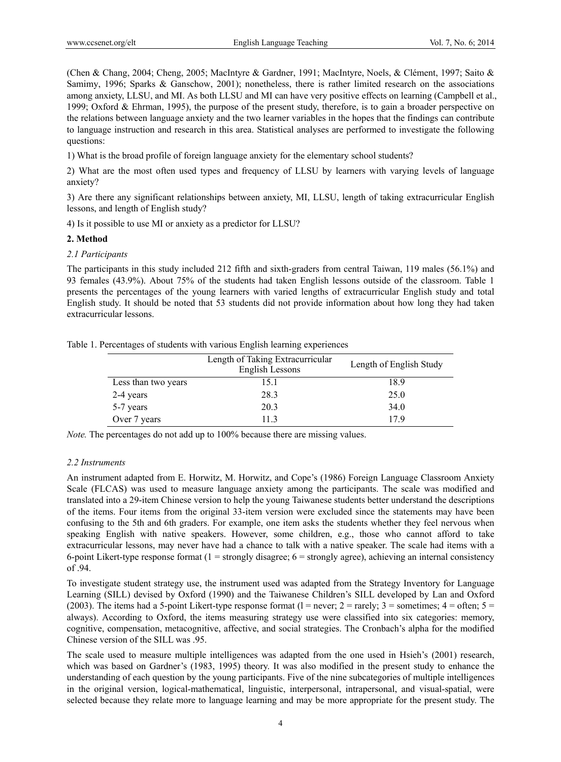(Chen & Chang, 2004; Cheng, 2005; MacIntyre & Gardner, 1991; MacIntyre, Noels, & Clément, 1997; Saito & Samimy, 1996; Sparks & Ganschow, 2001); nonetheless, there is rather limited research on the associations among anxiety, LLSU, and MI. As both LLSU and MI can have very positive effects on learning (Campbell et al., 1999; Oxford & Ehrman, 1995), the purpose of the present study, therefore, is to gain a broader perspective on the relations between language anxiety and the two learner variables in the hopes that the findings can contribute to language instruction and research in this area. Statistical analyses are performed to investigate the following questions:

1) What is the broad profile of foreign language anxiety for the elementary school students?

2) What are the most often used types and frequency of LLSU by learners with varying levels of language anxiety?

3) Are there any significant relationships between anxiety, MI, LLSU, length of taking extracurricular English lessons, and length of English study?

4) Is it possible to use MI or anxiety as a predictor for LLSU?

## 2. Method

### *2.1 Participants*

The participants in this study included 212 fifth and sixth-graders from central Taiwan, 119 males (56.1%) and 93 females (43.9%). About 75% of the students had taken English lessons outside of the classroom. Table 1 presents the percentages of the young learners with varied lengths of extracurricular English study and total English study. It should be noted that 53 students did not provide information about how long they had taken extracurricular lessons.

Table 1. Percentages of students with various English learning experiences

| | Length of Taking Extracurricular English Lessons | Length of English Study |
|---|---|---|
| Less than two years | 15.1 | 18.9 |
| 2-4 years | 28.3 | 25.0 |
| 5-7 years | 20.3 | 34.0 |
| Over 7 years | 11.3 | 17.9 |

*Note.* The percentages do not add up to 100% because there are missing values.

### *2.2 Instruments*

An instrument adapted from E. Horwitz, M. Horwitz, and Cope's (1986) Foreign Language Classroom Anxiety Scale (FLCAS) was used to measure language anxiety among the participants. The scale was modified and translated into a 29-item Chinese version to help the young Taiwanese students better understand the descriptions of the items. Four items from the original 33-item version were excluded since the statements may have been confusing to the 5th and 6th graders. For example, one item asks the students whether they feel nervous when speaking English with native speakers. However, some children, e.g., those who cannot afford to take extracurricular lessons, may never have had a chance to talk with a native speaker. The scale had items with a 6-point Likert-type response format (1 = strongly disagree; 6 = strongly agree), achieving an internal consistency of .94.

To investigate student strategy use, the instrument used was adapted from the Strategy Inventory for Language Learning (SILL) devised by Oxford (1990) and the Taiwanese Children's SILL developed by Lan and Oxford (2003). The items had a 5-point Likert-type response format (1 = never; 2 = rarely; 3 = sometimes; 4 = often; 5 = always). According to Oxford, the items measuring strategy use were classified into six categories: memory, cognitive, compensation, metacognitive, affective, and social strategies. The Cronbach's alpha for the modified Chinese version of the SILL was .95.

The scale used to measure multiple intelligences was adapted from the one used in Hsieh's (2001) research, which was based on Gardner's (1983, 1995) theory. It was also modified in the present study to enhance the understanding of each question by the young participants. Five of the nine subcategories of multiple intelligences in the original version, logical-mathematical, linguistic, interpersonal, intrapersonal, and visual-spatial, were selected because they relate more to language learning and may be more appropriate for the present study. The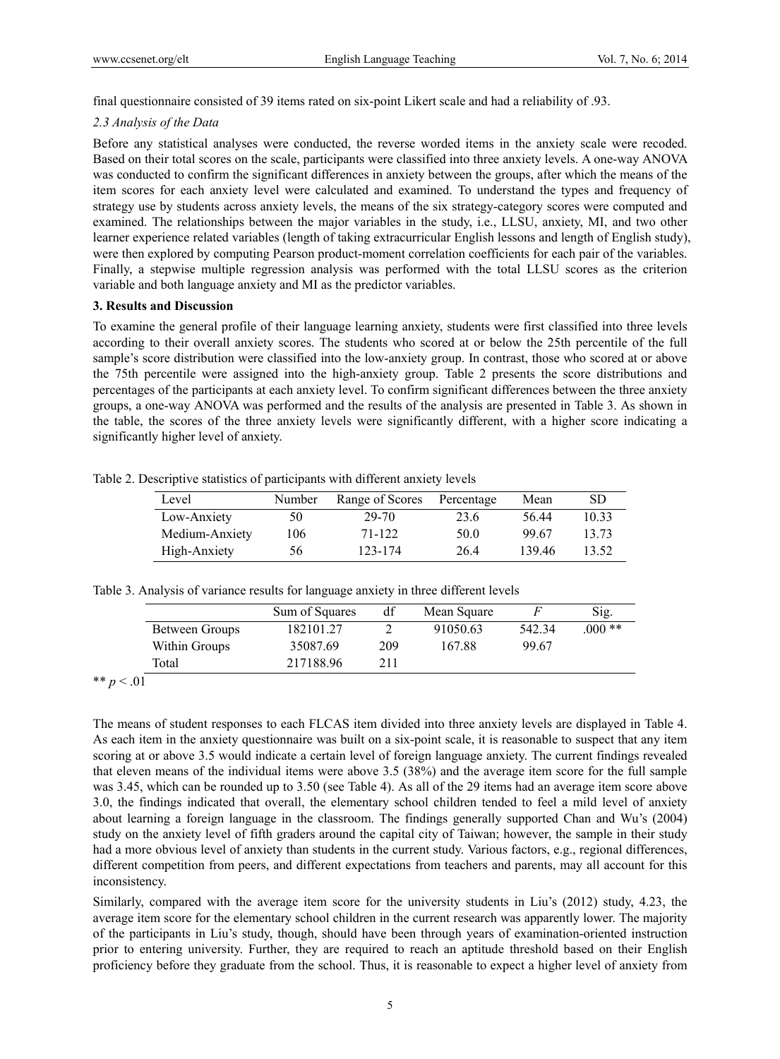final questionnaire consisted of 39 items rated on six-point Likert scale and had a reliability of .93.

### *2.3 Analysis of the Data*

Before any statistical analyses were conducted, the reverse worded items in the anxiety scale were recoded. Based on their total scores on the scale, participants were classified into three anxiety levels. A one-way ANOVA was conducted to confirm the significant differences in anxiety between the groups, after which the means of the item scores for each anxiety level were calculated and examined. To understand the types and frequency of strategy use by students across anxiety levels, the means of the six strategy-category scores were computed and examined. The relationships between the major variables in the study, i.e., LLSU, anxiety, MI, and two other learner experience related variables (length of taking extracurricular English lessons and length of English study), were then explored by computing Pearson product-moment correlation coefficients for each pair of the variables. Finally, a stepwise multiple regression analysis was performed with the total LLSU scores as the criterion variable and both language anxiety and MI as the predictor variables.

## 3. Results and Discussion

To examine the general profile of their language learning anxiety, students were first classified into three levels according to their overall anxiety scores. The students who scored at or below the 25th percentile of the full sample's score distribution were classified into the low-anxiety group. In contrast, those who scored at or above the 75th percentile were assigned into the high-anxiety group. Table 2 presents the score distributions and percentages of the participants at each anxiety level. To confirm significant differences between the three anxiety groups, a one-way ANOVA was performed and the results of the analysis are presented in Table 3. As shown in the table, the scores of the three anxiety levels were significantly different, with a higher score indicating a significantly higher level of anxiety.

Table 2. Descriptive statistics of participants with different anxiety levels

| Level | Number | Range of Scores | Percentage | Mean | SD |
|---|---|---|---|---|---|
| Low-Anxiety | 50 | 29-70 | 23.6 | 56.44 | 10.33 |
| Medium-Anxiety | 106 | 71-122 | 50.0 | 99.67 | 13.73 |
| High-Anxiety | 56 | 123-174 | 26.4 | 139.46 | 13.52 |

Table 3. Analysis of variance results for language anxiety in three different levels

| | Sum of Squares | df | Mean Square | $F$ | Sig. |
|---|---|---|---|---|---|
| Between Groups | 182101.27 | 2 | 91050.63 | 542.34 | .000 ** |
| Within Groups | 35087.69 | 209 | 167.88 | 99.67 | |
| Total | 217188.96 | 211 | | | |

** $p < .01$

The means of student responses to each FLCAS item divided into three anxiety levels are displayed in Table 4. As each item in the anxiety questionnaire was built on a six-point scale, it is reasonable to suspect that any item scoring at or above 3.5 would indicate a certain level of foreign language anxiety. The current findings revealed that eleven means of the individual items were above 3.5 (38%) and the average item score for the full sample was 3.45, which can be rounded up to 3.50 (see Table 4). As all of the 29 items had an average item score above 3.0, the findings indicated that overall, the elementary school children tended to feel a mild level of anxiety about learning a foreign language in the classroom. The findings generally supported Chan and Wu's (2004) study on the anxiety level of fifth graders around the capital city of Taiwan; however, the sample in their study had a more obvious level of anxiety than students in the current study. Various factors, e.g., regional differences, different competition from peers, and different expectations from teachers and parents, may all account for this inconsistency.

Similarly, compared with the average item score for the university students in Liu's (2012) study, 4.23, the average item score for the elementary school children in the current research was apparently lower. The majority of the participants in Liu's study, though, should have been through years of examination-oriented instruction prior to entering university. Further, they are required to reach an aptitude threshold based on their English proficiency before they graduate from the school. Thus, it is reasonable to expect a higher level of anxiety from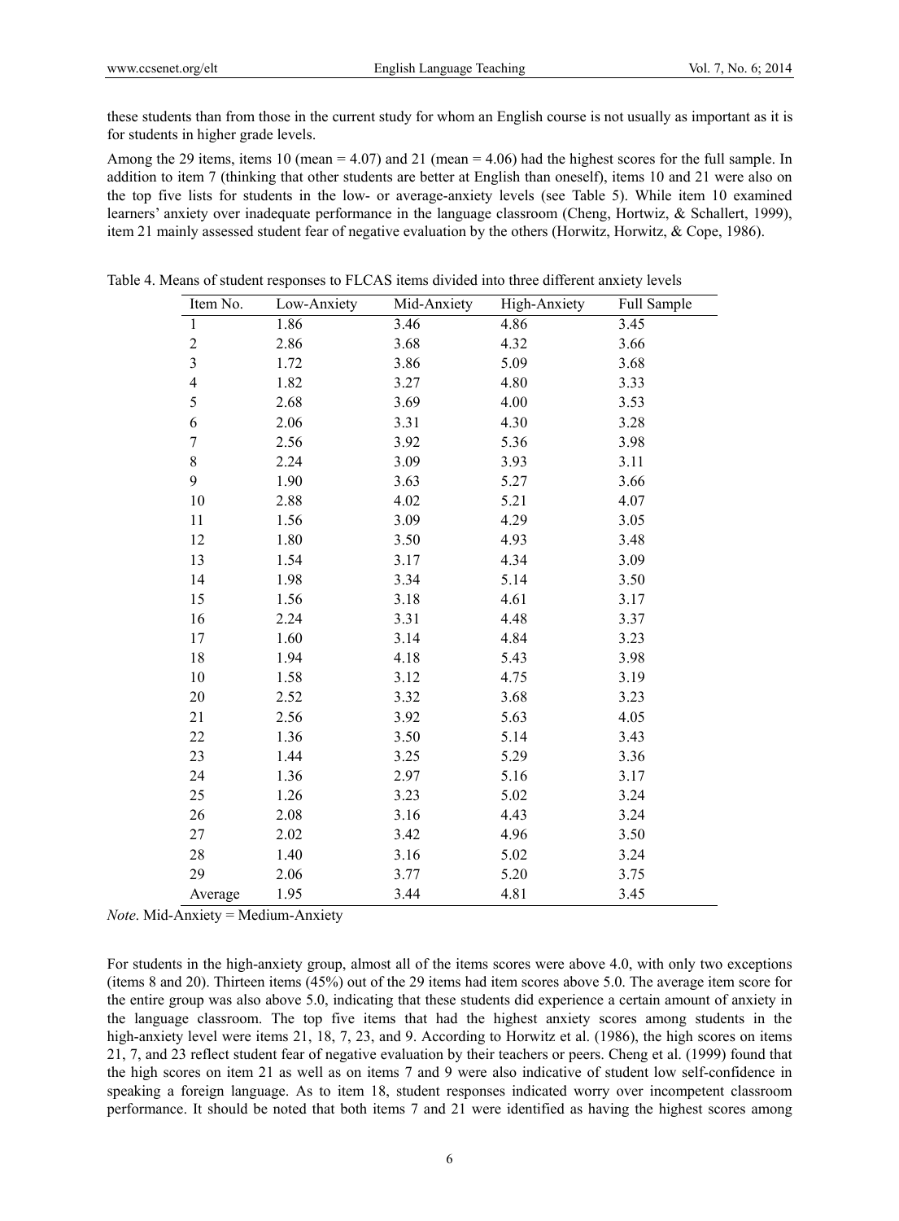these students than from those in the current study for whom an English course is not usually as important as it is for students in higher grade levels.

Among the 29 items, items 10 (mean = 4.07) and 21 (mean = 4.06) had the highest scores for the full sample. In addition to item 7 (thinking that other students are better at English than oneself), items 10 and 21 were also on the top five lists for students in the low- or average-anxiety levels (see Table 5). While item 10 examined learners' anxiety over inadequate performance in the language classroom (Cheng, Hortwiz, & Schallert, 1999), item 21 mainly assessed student fear of negative evaluation by the others (Horwitz, Horwitz, & Cope, 1986).

Table 4. Means of student responses to FLCAS items divided into three different anxiety levels

| Item No. | Low-Anxiety | Mid-Anxiety | High-Anxiety | Full Sample |
|---|---|---|---|---|
| 1 | 1.86 | 3.46 | 4.86 | 3.45 |
| 2 | 2.86 | 3.68 | 4.32 | 3.66 |
| 3 | 1.72 | 3.86 | 5.09 | 3.68 |
| 4 | 1.82 | 3.27 | 4.80 | 3.33 |
| 5 | 2.68 | 3.69 | 4.00 | 3.53 |
| 6 | 2.06 | 3.31 | 4.30 | 3.28 |
| 7 | 2.56 | 3.92 | 5.36 | 3.98 |
| 8 | 2.24 | 3.09 | 3.93 | 3.11 |
| 9 | 1.90 | 3.63 | 5.27 | 3.66 |
| 10 | 2.88 | 4.02 | 5.21 | 4.07 |
| 11 | 1.56 | 3.09 | 4.29 | 3.05 |
| 12 | 1.80 | 3.50 | 4.93 | 3.48 |
| 13 | 1.54 | 3.17 | 4.34 | 3.09 |
| 14 | 1.98 | 3.34 | 5.14 | 3.50 |
| 15 | 1.56 | 3.18 | 4.61 | 3.17 |
| 16 | 2.24 | 3.31 | 4.48 | 3.37 |
| 17 | 1.60 | 3.14 | 4.84 | 3.23 |
| 18 | 1.94 | 4.18 | 5.43 | 3.98 |
| 10 | 1.58 | 3.12 | 4.75 | 3.19 |
| 20 | 2.52 | 3.32 | 3.68 | 3.23 |
| 21 | 2.56 | 3.92 | 5.63 | 4.05 |
| 22 | 1.36 | 3.50 | 5.14 | 3.43 |
| 23 | 1.44 | 3.25 | 5.29 | 3.36 |
| 24 | 1.36 | 2.97 | 5.16 | 3.17 |
| 25 | 1.26 | 3.23 | 5.02 | 3.24 |
| 26 | 2.08 | 3.16 | 4.43 | 3.24 |
| 27 | 2.02 | 3.42 | 4.96 | 3.50 |
| 28 | 1.40 | 3.16 | 5.02 | 3.24 |
| 29 | 2.06 | 3.77 | 5.20 | 3.75 |
| Average | 1.95 | 3.44 | 4.81 | 3.45 |

*Note*. Mid-Anxiety = Medium-Anxiety

For students in the high-anxiety group, almost all of the items scores were above 4.0, with only two exceptions (items 8 and 20). Thirteen items (45%) out of the 29 items had item scores above 5.0. The average item score for the entire group was also above 5.0, indicating that these students did experience a certain amount of anxiety in the language classroom. The top five items that had the highest anxiety scores among students in the high-anxiety level were items 21, 18, 7, 23, and 9. According to Horwitz et al. (1986), the high scores on items 21, 7, and 23 reflect student fear of negative evaluation by their teachers or peers. Cheng et al. (1999) found that the high scores on item 21 as well as on items 7 and 9 were also indicative of student low self-confidence in speaking a foreign language. As to item 18, student responses indicated worry over incompetent classroom performance. It should be noted that both items 7 and 21 were identified as having the highest scores among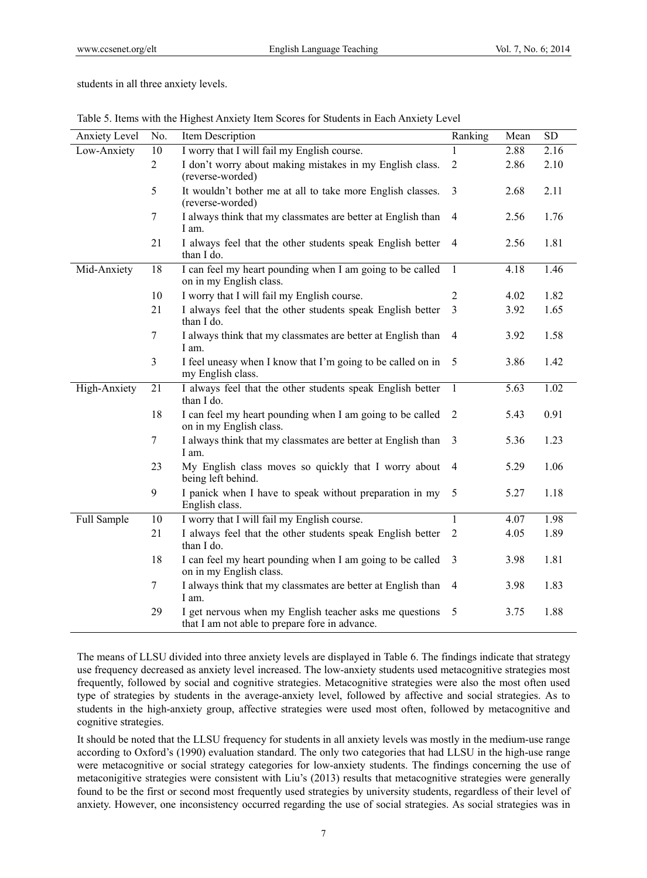students in all three anxiety levels.

Table 5. Items with the Highest Anxiety Item Scores for Students in Each Anxiety Level

| Anxiety Level | No. | Item Description | Ranking | Mean | SD |
|---|---|---|---|---|---|
| Low-Anxiety | 10 | I worry that I will fail my English course. | 1 | 2.88 | 2.16 |
| | 2 | I don't worry about making mistakes in my English class. (reverse-worded) | 2 | 2.86 | 2.10 |
| | 5 | It wouldn't bother me at all to take more English classes. (reverse-worded) | 3 | 2.68 | 2.11 |
| | 7 | I always think that my classmates are better at English than I am. | 4 | 2.56 | 1.76 |
| | 21 | I always feel that the other students speak English better than I do. | 4 | 2.56 | 1.81 |
| Mid-Anxiety | 18 | I can feel my heart pounding when I am going to be called on in my English class. | 1 | 4.18 | 1.46 |
| | 10 | I worry that I will fail my English course. | 2 | 4.02 | 1.82 |
| | 21 | I always feel that the other students speak English better than I do. | 3 | 3.92 | 1.65 |
| | 7 | I always think that my classmates are better at English than I am. | 4 | 3.92 | 1.58 |
| | 3 | I feel uneasy when I know that I'm going to be called on in my English class. | 5 | 3.86 | 1.42 |
| High-Anxiety | 21 | I always feel that the other students speak English better than I do. | 1 | 5.63 | 1.02 |
| | 18 | I can feel my heart pounding when I am going to be called on in my English class. | 2 | 5.43 | 0.91 |
| | 7 | I always think that my classmates are better at English than I am. | 3 | 5.36 | 1.23 |
| | 23 | My English class moves so quickly that I worry about being left behind. | 4 | 5.29 | 1.06 |
| | 9 | I panick when I have to speak without preparation in my English class. | 5 | 5.27 | 1.18 |
| Full Sample | 10 | I worry that I will fail my English course. | 1 | 4.07 | 1.98 |
| | 21 | I always feel that the other students speak English better than I do. | 2 | 4.05 | 1.89 |
| | 18 | I can feel my heart pounding when I am going to be called on in my English class. | 3 | 3.98 | 1.81 |
| | 7 | I always think that my classmates are better at English than I am. | 4 | 3.98 | 1.83 |
| | 29 | I get nervous when my English teacher asks me questions that I am not able to prepare fore in advance. | 5 | 3.75 | 1.88 |

The means of LLSU divided into three anxiety levels are displayed in Table 6. The findings indicate that strategy use frequency decreased as anxiety level increased. The low-anxiety students used metacognitive strategies most frequently, followed by social and cognitive strategies. Metacognitive strategies were also the most often used type of strategies by students in the average-anxiety level, followed by affective and social strategies. As to students in the high-anxiety group, affective strategies were used most often, followed by metacognitive and cognitive strategies.

It should be noted that the LLSU frequency for students in all anxiety levels was mostly in the medium-use range according to Oxford's (1990) evaluation standard. The only two categories that had LLSU in the high-use range were metacognitive or social strategy categories for low-anxiety students. The findings concerning the use of metaconigitive strategies were consistent with Liu's (2013) results that metacognitive strategies were generally found to be the first or second most frequently used strategies by university students, regardless of their level of anxiety. However, one inconsistency occurred regarding the use of social strategies. As social strategies was in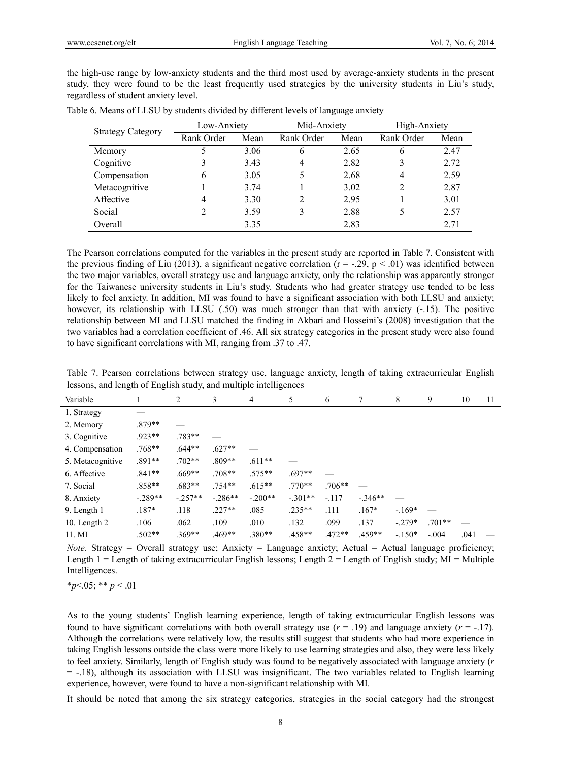the high-use range by low-anxiety students and the third most used by average-anxiety students in the present study, they were found to be the least frequently used strategies by the university students in Liu's study, regardless of student anxiety level.

Table 6. Means of LLSU by students divided by different levels of language anxiety

| Strategy Category | Low-Anxiety | | Mid-Anxiety | | High-Anxiety | |
|---|---|---|---|---|---|---|
| | Rank Order | Mean | Rank Order | Mean | Rank Order | Mean |
| Memory | 5 | 3.06 | 6 | 2.65 | 6 | 2.47 |
| Cognitive | 3 | 3.43 | 4 | 2.82 | 3 | 2.72 |
| Compensation | 6 | 3.05 | 5 | 2.68 | 4 | 2.59 |
| Metacognitive | 1 | 3.74 | 1 | 3.02 | 2 | 2.87 |
| Affective | 4 | 3.30 | 2 | 2.95 | 1 | 3.01 |
| Social | 2 | 3.59 | 3 | 2.88 | 5 | 2.57 |
| Overall | | 3.35 | | 2.83 | | 2.71 |

The Pearson correlations computed for the variables in the present study are reported in Table 7. Consistent with the previous finding of Liu (2013), a significant negative correlation ($r = -.29$, $p < .01$) was identified between the two major variables, overall strategy use and language anxiety, only the relationship was apparently stronger for the Taiwanese university students in Liu's study. Students who had greater strategy use tended to be less likely to feel anxiety. In addition, MI was found to have a significant association with both LLSU and anxiety; however, its relationship with LLSU (.50) was much stronger than that with anxiety (-.15). The positive relationship between MI and LLSU matched the finding in Akbari and Hosseini's (2008) investigation that the two variables had a correlation coefficient of .46. All six strategy categories in the present study were also found to have significant correlations with MI, ranging from .37 to .47.

Table 7. Pearson correlations between strategy use, language anxiety, length of taking extracurricular English lessons, and length of English study, and multiple intelligences

| Variable | 1 | 2 | 3 | 4 | 5 | 6 | 7 | 8 | 9 | 10 | 11 |
|---|---|---|---|---|---|---|---|---|---|---|---|
| 1. Strategy | — | | | | | | | | | | |
| 2. Memory | .879** | — | | | | | | | | | |
| 3. Cognitive | .923** | .783** | — | | | | | | | | |
| 4. Compensation | .768** | .644** | .627** | — | | | | | | | |
| 5. Metacognitive | .891** | .702** | .809** | .611** | — | | | | | | |
| 6. Affective | .841** | .669** | .708** | .575** | .697** | — | | | | | |
| 7. Social | .858** | .683** | .754** | .615** | .770** | .706** | — | | | | |
| 8. Anxiety | -.289** | -.257** | -.286** | -.200** | -.301** | -.117 | -.346** | — | | | |
| 9. Length 1 | .187* | .118 | .227** | .085 | .235** | .111 | .167* | -.169* | — | | |
| 10. Length 2 | .106 | .062 | .109 | .010 | .132 | .099 | .137 | -.279* | .701** | — | |
| 11. MI | .502** | .369** | .469** | .380** | .458** | .472** | .459** | -.150* | -.004 | .041 | — |

*Note.* Strategy = Overall strategy use; Anxiety = Language anxiety; Actual = Actual language proficiency; Length 1 = Length of taking extracurricular English lessons; Length 2 = Length of English study; MI = Multiple Intelligences.

*$p$<.05; ** $p$ < .01

As to the young students' English learning experience, length of taking extracurricular English lessons was found to have significant correlations with both overall strategy use ($r = .19$) and language anxiety ($r = -.17$). Although the correlations were relatively low, the results still suggest that students who had more experience in taking English lessons outside the class were more likely to use learning strategies and also, they were less likely to feel anxiety. Similarly, length of English study was found to be negatively associated with language anxiety ($r = -.18$), although its association with LLSU was insignificant. The two variables related to English learning experience, however, were found to have a non-significant relationship with MI.

It should be noted that among the six strategy categories, strategies in the social category had the strongest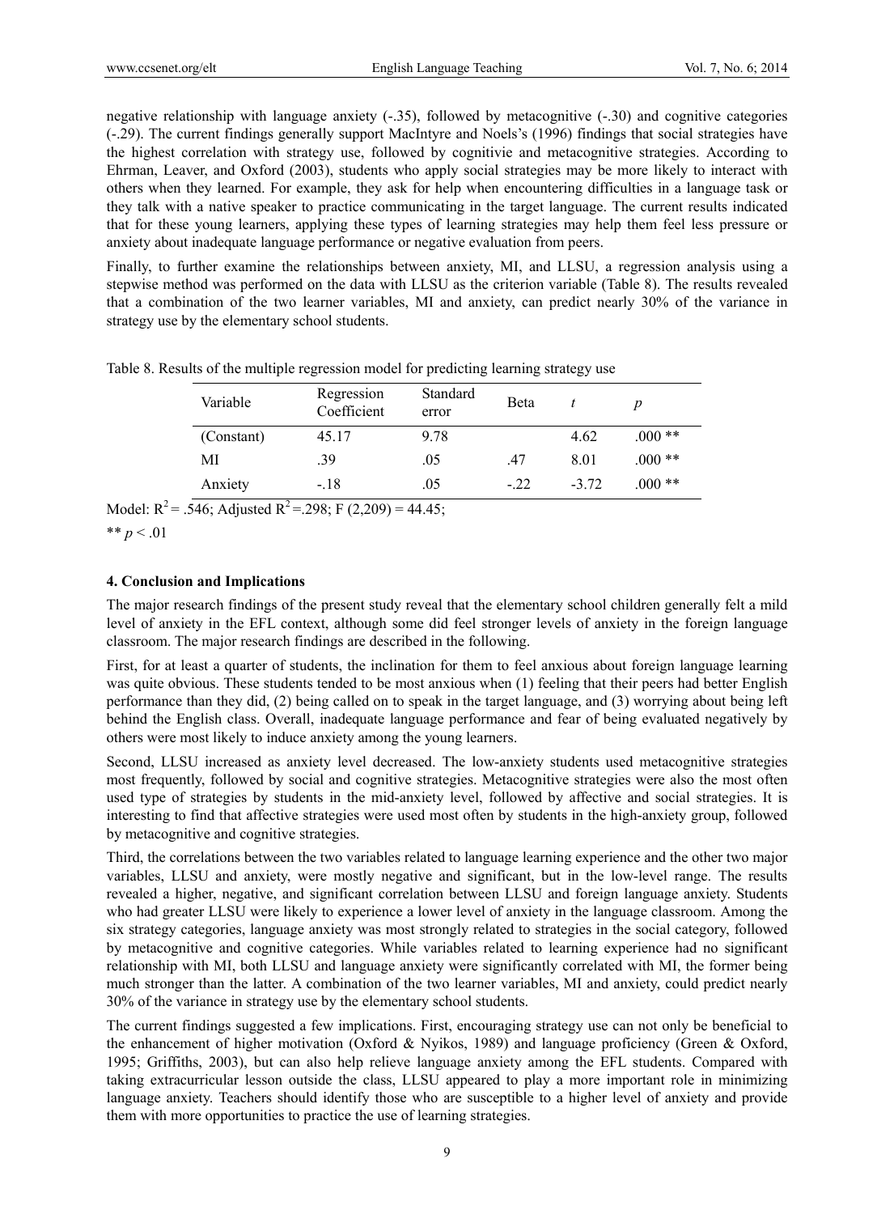negative relationship with language anxiety (-.35), followed by metacognitive (-.30) and cognitive categories (-.29). The current findings generally support MacIntyre and Noels's (1996) findings that social strategies have the highest correlation with strategy use, followed by cognitivie and metacognitive strategies. According to Ehrman, Leaver, and Oxford (2003), students who apply social strategies may be more likely to interact with others when they learned. For example, they ask for help when encountering difficulties in a language task or they talk with a native speaker to practice communicating in the target language. The current results indicated that for these young learners, applying these types of learning strategies may help them feel less pressure or anxiety about inadequate language performance or negative evaluation from peers.

Finally, to further examine the relationships between anxiety, MI, and LLSU, a regression analysis using a stepwise method was performed on the data with LLSU as the criterion variable (Table 8). The results revealed that a combination of the two learner variables, MI and anxiety, can predict nearly 30% of the variance in strategy use by the elementary school students.

Table 8. Results of the multiple regression model for predicting learning strategy use

| Variable | Regression Coefficient | Standard error | Beta | *t* | *p* |
|---|---|---|---|---|---|
| (Constant) | 45.17 | 9.78 | | 4.62 | .000 ** |
| MI | .39 | .05 | .47 | 8.01 | .000 ** |
| Anxiety | -.18 | .05 | -.22 | -3.72 | .000 ** |

Model: $R^2 = .546$; Adjusted $R^2 = .298$; $F(2,209) = 44.45$;

** $p < .01$

### 4. Conclusion and Implications

The major research findings of the present study reveal that the elementary school children generally felt a mild level of anxiety in the EFL context, although some did feel stronger levels of anxiety in the foreign language classroom. The major research findings are described in the following.

First, for at least a quarter of students, the inclination for them to feel anxious about foreign language learning was quite obvious. These students tended to be most anxious when (1) feeling that their peers had better English performance than they did, (2) being called on to speak in the target language, and (3) worrying about being left behind the English class. Overall, inadequate language performance and fear of being evaluated negatively by others were most likely to induce anxiety among the young learners.

Second, LLSU increased as anxiety level decreased. The low-anxiety students used metacognitive strategies most frequently, followed by social and cognitive strategies. Metacognitive strategies were also the most often used type of strategies by students in the mid-anxiety level, followed by affective and social strategies. It is interesting to find that affective strategies were used most often by students in the high-anxiety group, followed by metacognitive and cognitive strategies.

Third, the correlations between the two variables related to language learning experience and the other two major variables, LLSU and anxiety, were mostly negative and significant, but in the low-level range. The results revealed a higher, negative, and significant correlation between LLSU and foreign language anxiety. Students who had greater LLSU were likely to experience a lower level of anxiety in the language classroom. Among the six strategy categories, language anxiety was most strongly related to strategies in the social category, followed by metacognitive and cognitive categories. While variables related to learning experience had no significant relationship with MI, both LLSU and language anxiety were significantly correlated with MI, the former being much stronger than the latter. A combination of the two learner variables, MI and anxiety, could predict nearly 30% of the variance in strategy use by the elementary school students.

The current findings suggested a few implications. First, encouraging strategy use can not only be beneficial to the enhancement of higher motivation (Oxford & Nyikos, 1989) and language proficiency (Green & Oxford, 1995; Griffiths, 2003), but can also help relieve language anxiety among the EFL students. Compared with taking extracurricular lesson outside the class, LLSU appeared to play a more important role in minimizing language anxiety. Teachers should identify those who are susceptible to a higher level of anxiety and provide them with more opportunities to practice the use of learning strategies.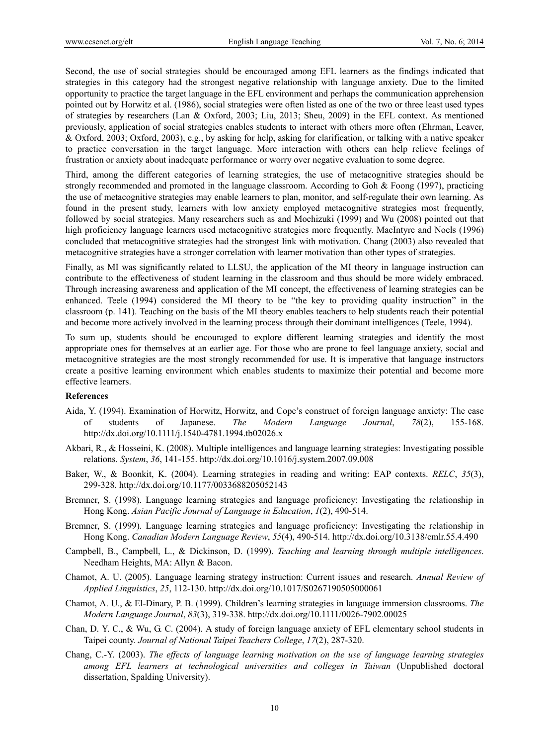Second, the use of social strategies should be encouraged among EFL learners as the findings indicated that strategies in this category had the strongest negative relationship with language anxiety. Due to the limited opportunity to practice the target language in the EFL environment and perhaps the communication apprehension pointed out by Horwitz et al. (1986), social strategies were often listed as one of the two or three least used types of strategies by researchers (Lan & Oxford, 2003; Liu, 2013; Sheu, 2009) in the EFL context. As mentioned previously, application of social strategies enables students to interact with others more often (Ehrman, Leaver, & Oxford, 2003; Oxford, 2003), e.g., by asking for help, asking for clarification, or talking with a native speaker to practice conversation in the target language. More interaction with others can help relieve feelings of frustration or anxiety about inadequate performance or worry over negative evaluation to some degree.

Third, among the different categories of learning strategies, the use of metacognitive strategies should be strongly recommended and promoted in the language classroom. According to Goh & Foong (1997), practicing the use of metacognitive strategies may enable learners to plan, monitor, and self-regulate their own learning. As found in the present study, learners with low anxiety employed metacognitive strategies most frequently, followed by social strategies. Many researchers such as and Mochizuki (1999) and Wu (2008) pointed out that high proficiency language learners used metacognitive strategies more frequently. MacIntyre and Noels (1996) concluded that metacognitive strategies had the strongest link with motivation. Chang (2003) also revealed that metacognitive strategies have a stronger correlation with learner motivation than other types of strategies.

Finally, as MI was significantly related to LLSU, the application of the MI theory in language instruction can contribute to the effectiveness of student learning in the classroom and thus should be more widely embraced. Through increasing awareness and application of the MI concept, the effectiveness of learning strategies can be enhanced. Teele (1994) considered the MI theory to be "the key to providing quality instruction" in the classroom (p. 141). Teaching on the basis of the MI theory enables teachers to help students reach their potential and become more actively involved in the learning process through their dominant intelligences (Teele, 1994).

To sum up, students should be encouraged to explore different learning strategies and identify the most appropriate ones for themselves at an earlier age. For those who are prone to feel language anxiety, social and metacognitive strategies are the most strongly recommended for use. It is imperative that language instructors create a positive learning environment which enables students to maximize their potential and become more effective learners.

**References**

Aida, Y. (1994). Examination of Horwitz, Horwitz, and Cope's construct of foreign language anxiety: The case of students of Japanese. *The Modern Language Journal*, *78*(2), 155-168. http://dx.doi.org/10.1111/j.1540-4781.1994.tb02026.x

Akbari, R., & Hosseini, K. (2008). Multiple intelligences and language learning strategies: Investigating possible relations. *System*, *36*, 141-155. http://dx.doi.org/10.1016/j.system.2007.09.008

Baker, W., & Boonkit, K. (2004). Learning strategies in reading and writing: EAP contexts. *RELC*, *35*(3), 299-328. http://dx.doi.org/10.1177/0033688205052143

Bremner, S. (1998). Language learning strategies and language proficiency: Investigating the relationship in Hong Kong. *Asian Pacific Journal of Language in Education*, *1*(2), 490-514.

Bremner, S. (1999). Language learning strategies and language proficiency: Investigating the relationship in Hong Kong. *Canadian Modern Language Review*, *55*(4), 490-514. http://dx.doi.org/10.3138/cmlr.55.4.490

Campbell, B., Campbell, L., & Dickinson, D. (1999). *Teaching and learning through multiple intelligences*. Needham Heights, MA: Allyn & Bacon.

Chamot, A. U. (2005). Language learning strategy instruction: Current issues and research. *Annual Review of Applied Linguistics*, *25*, 112-130. http://dx.doi.org/10.1017/S0267190505000061

Chamot, A. U., & El-Dinary, P. B. (1999). Children's learning strategies in language immersion classrooms. *The Modern Language Journal*, *83*(3), 319-338. http://dx.doi.org/10.1111/0026-7902.00025

Chan, D. Y. C., & Wu, G. C. (2004). A study of foreign language anxiety of EFL elementary school students in Taipei county. *Journal of National Taipei Teachers College*, *17*(2), 287-320.

Chang, C.-Y. (2003). *The effects of language learning motivation on the use of language learning strategies among EFL learners at technological universities and colleges in Taiwan* (Unpublished doctoral dissertation, Spalding University).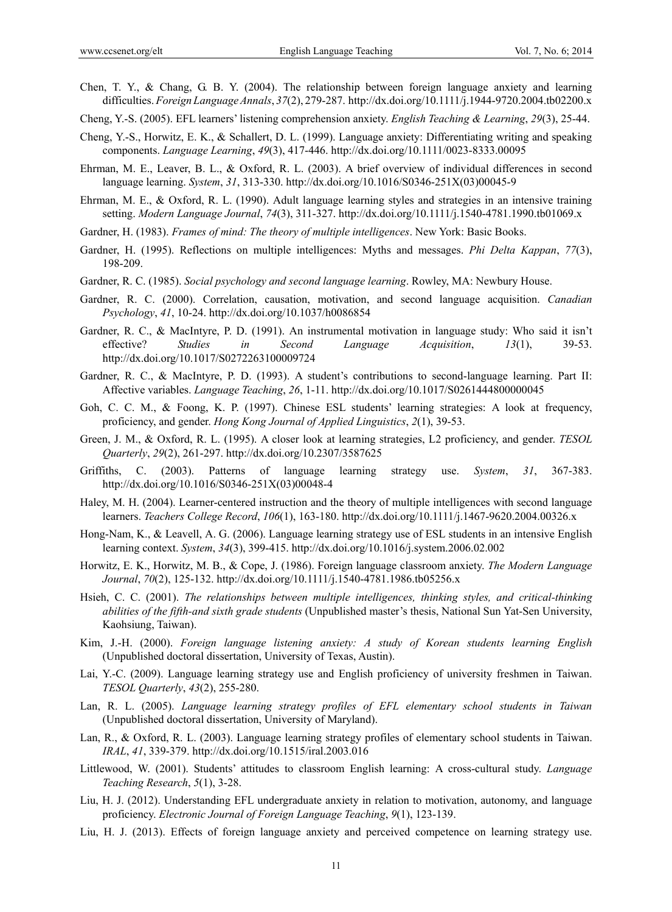Chen, T. Y., & Chang, G. B. Y. (2004). The relationship between foreign language anxiety and learning difficulties. *Foreign Language Annals*, *37*(2), 279-287. http://dx.doi.org/10.1111/j.1944-9720.2004.tb02200.x

Cheng, Y.-S. (2005). EFL learners' listening comprehension anxiety. *English Teaching & Learning*, *29*(3), 25-44.

Cheng, Y.-S., Horwitz, E. K., & Schallert, D. L. (1999). Language anxiety: Differentiating writing and speaking components. *Language Learning*, *49*(3), 417-446. http://dx.doi.org/10.1111/0023-8333.00095

Ehrman, M. E., Leaver, B. L., & Oxford, R. L. (2003). A brief overview of individual differences in second language learning. *System*, *31*, 313-330. http://dx.doi.org/10.1016/S0346-251X(03)00045-9

Ehrman, M. E., & Oxford, R. L. (1990). Adult language learning styles and strategies in an intensive training setting. *Modern Language Journal*, *74*(3), 311-327. http://dx.doi.org/10.1111/j.1540-4781.1990.tb01069.x

Gardner, H. (1983). *Frames of mind: The theory of multiple intelligences*. New York: Basic Books.

Gardner, H. (1995). Reflections on multiple intelligences: Myths and messages. *Phi Delta Kappan*, *77*(3), 198-209.

Gardner, R. C. (1985). *Social psychology and second language learning*. Rowley, MA: Newbury House.

Gardner, R. C. (2000). Correlation, causation, motivation, and second language acquisition. *Canadian Psychology*, *41*, 10-24. http://dx.doi.org/10.1037/h0086854

Gardner, R. C., & MacIntyre, P. D. (1991). An instrumental motivation in language study: Who said it isn't effective? *Studies in Second Language Acquisition*, *13*(1), 39-53. http://dx.doi.org/10.1017/S0272263100009724

Gardner, R. C., & MacIntyre, P. D. (1993). A student's contributions to second-language learning. Part II: Affective variables. *Language Teaching*, *26*, 1-11. http://dx.doi.org/10.1017/S0261444800000045

Goh, C. C. M., & Foong, K. P. (1997). Chinese ESL students' learning strategies: A look at frequency, proficiency, and gender. *Hong Kong Journal of Applied Linguistics*, *2*(1), 39-53.

Green, J. M., & Oxford, R. L. (1995). A closer look at learning strategies, L2 proficiency, and gender. *TESOL Quarterly*, *29*(2), 261-297. http://dx.doi.org/10.2307/3587625

Griffiths, C. (2003). Patterns of language learning strategy use. *System*, *31*, 367-383. http://dx.doi.org/10.1016/S0346-251X(03)00048-4

Haley, M. H. (2004). Learner-centered instruction and the theory of multiple intelligences with second language learners. *Teachers College Record*, *106*(1), 163-180. http://dx.doi.org/10.1111/j.1467-9620.2004.00326.x

Hong-Nam, K., & Leavell, A. G. (2006). Language learning strategy use of ESL students in an intensive English learning context. *System*, *34*(3), 399-415. http://dx.doi.org/10.1016/j.system.2006.02.002

Horwitz, E. K., Horwitz, M. B., & Cope, J. (1986). Foreign language classroom anxiety. *The Modern Language Journal*, *70*(2), 125-132. http://dx.doi.org/10.1111/j.1540-4781.1986.tb05256.x

Hsieh, C. C. (2001). *The relationships between multiple intelligences, thinking styles, and critical-thinking abilities of the fifth-and sixth grade students* (Unpublished master's thesis, National Sun Yat-Sen University, Kaohsiung, Taiwan).

Kim, J.-H. (2000). *Foreign language listening anxiety: A study of Korean students learning English* (Unpublished doctoral dissertation, University of Texas, Austin).

Lai, Y.-C. (2009). Language learning strategy use and English proficiency of university freshmen in Taiwan. *TESOL Quarterly*, *43*(2), 255-280.

Lan, R. L. (2005). *Language learning strategy profiles of EFL elementary school students in Taiwan* (Unpublished doctoral dissertation, University of Maryland).

Lan, R., & Oxford, R. L. (2003). Language learning strategy profiles of elementary school students in Taiwan. *IRAL*, *41*, 339-379. http://dx.doi.org/10.1515/iral.2003.016

Littlewood, W. (2001). Students' attitudes to classroom English learning: A cross-cultural study. *Language Teaching Research*, *5*(1), 3-28.

Liu, H. J. (2012). Understanding EFL undergraduate anxiety in relation to motivation, autonomy, and language proficiency. *Electronic Journal of Foreign Language Teaching*, *9*(1), 123-139.

Liu, H. J. (2013). Effects of foreign language anxiety and perceived competence on learning strategy use.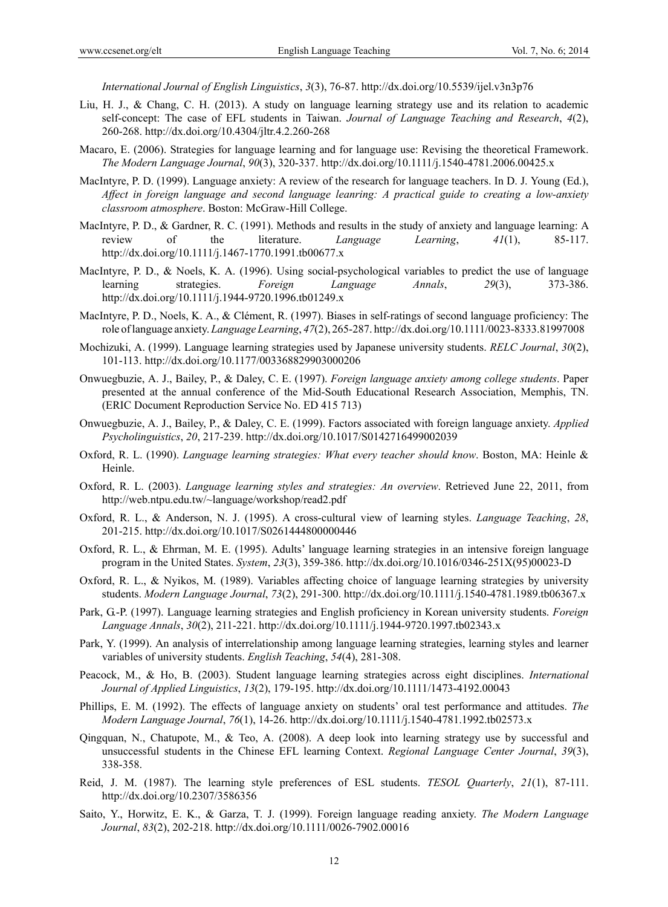*International Journal of English Linguistics*, *3*(3), 76-87. http://dx.doi.org/10.5539/ijel.v3n3p76

Liu, H. J., & Chang, C. H. (2013). A study on language learning strategy use and its relation to academic self-concept: The case of EFL students in Taiwan. *Journal of Language Teaching and Research*, *4*(2), 260-268. http://dx.doi.org/10.4304/jltr.4.2.260-268

Macaro, E. (2006). Strategies for language learning and for language use: Revising the theoretical Framework. *The Modern Language Journal*, *90*(3), 320-337. http://dx.doi.org/10.1111/j.1540-4781.2006.00425.x

MacIntyre, P. D. (1999). Language anxiety: A review of the research for language teachers. In D. J. Young (Ed.), *Affect in foreign language and second language leanring: A practical guide to creating a low-anxiety classroom atmosphere*. Boston: McGraw-Hill College.

MacIntyre, P. D., & Gardner, R. C. (1991). Methods and results in the study of anxiety and language learning: A review of the literature. *Language Learning*, *41*(1), 85-117. http://dx.doi.org/10.1111/j.1467-1770.1991.tb00677.x

MacIntyre, P. D., & Noels, K. A. (1996). Using social-psychological variables to predict the use of language learning strategies. *Foreign Language Annals*, *29*(3), 373-386. http://dx.doi.org/10.1111/j.1944-9720.1996.tb01249.x

MacIntyre, P. D., Noels, K. A., & Clément, R. (1997). Biases in self-ratings of second language proficiency: The role of language anxiety. *Language Learning*, *47*(2), 265-287. http://dx.doi.org/10.1111/0023-8333.81997008

Mochizuki, A. (1999). Language learning strategies used by Japanese university students. *RELC Journal*, *30*(2), 101-113. http://dx.doi.org/10.1177/003368829903000206

Onwuegbuzie, A. J., Bailey, P., & Daley, C. E. (1997). *Foreign language anxiety among college students*. Paper presented at the annual conference of the Mid-South Educational Research Association, Memphis, TN. (ERIC Document Reproduction Service No. ED 415 713)

Onwuegbuzie, A. J., Bailey, P., & Daley, C. E. (1999). Factors associated with foreign language anxiety. *Applied Psycholinguistics*, *20*, 217-239. http://dx.doi.org/10.1017/S0142716499002039

Oxford, R. L. (1990). *Language learning strategies: What every teacher should know*. Boston, MA: Heinle & Heinle.

Oxford, R. L. (2003). *Language learning styles and strategies: An overview*. Retrieved June 22, 2011, from http://web.ntpu.edu.tw/~language/workshop/read2.pdf

Oxford, R. L., & Anderson, N. J. (1995). A cross-cultural view of learning styles. *Language Teaching*, *28*, 201-215. http://dx.doi.org/10.1017/S0261444800000446

Oxford, R. L., & Ehrman, M. E. (1995). Adults' language learning strategies in an intensive foreign language program in the United States. *System*, *23*(3), 359-386. http://dx.doi.org/10.1016/0346-251X(95)00023-D

Oxford, R. L., & Nyikos, M. (1989). Variables affecting choice of language learning strategies by university students. *Modern Language Journal*, *73*(2), 291-300. http://dx.doi.org/10.1111/j.1540-4781.1989.tb06367.x

Park, G.-P. (1997). Language learning strategies and English proficiency in Korean university students. *Foreign Language Annals*, *30*(2), 211-221. http://dx.doi.org/10.1111/j.1944-9720.1997.tb02343.x

Park, Y. (1999). An analysis of interrelationship among language learning strategies, learning styles and learner variables of university students. *English Teaching*, *54*(4), 281-308.

Peacock, M., & Ho, B. (2003). Student language learning strategies across eight disciplines. *International Journal of Applied Linguistics*, *13*(2), 179-195. http://dx.doi.org/10.1111/1473-4192.00043

Phillips, E. M. (1992). The effects of language anxiety on students' oral test performance and attitudes. *The Modern Language Journal*, *76*(1), 14-26. http://dx.doi.org/10.1111/j.1540-4781.1992.tb02573.x

Qingquan, N., Chatupote, M., & Teo, A. (2008). A deep look into learning strategy use by successful and unsuccessful students in the Chinese EFL learning Context. *Regional Language Center Journal*, *39*(3), 338-358.

Reid, J. M. (1987). The learning style preferences of ESL students. *TESOL Quarterly*, *21*(1), 87-111. http://dx.doi.org/10.2307/3586356

Saito, Y., Horwitz, E. K., & Garza, T. J. (1999). Foreign language reading anxiety. *The Modern Language Journal*, *83*(2), 202-218. http://dx.doi.org/10.1111/0026-7902.00016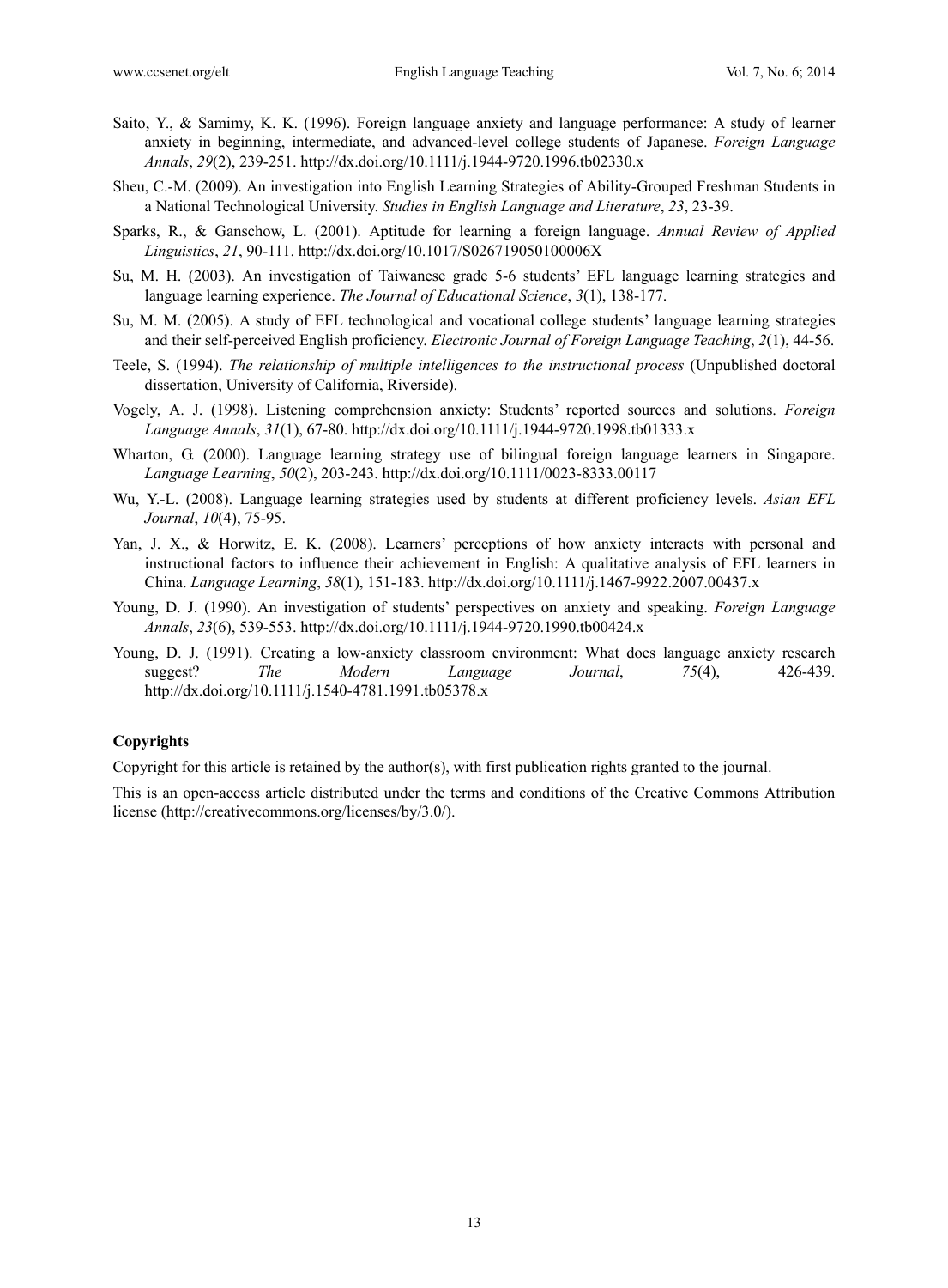Saito, Y., & Samimy, K. K. (1996). Foreign language anxiety and language performance: A study of learner anxiety in beginning, intermediate, and advanced-level college students of Japanese. *Foreign Language Annals*, *29*(2), 239-251. http://dx.doi.org/10.1111/j.1944-9720.1996.tb02330.x

Sheu, C.-M. (2009). An investigation into English Learning Strategies of Ability-Grouped Freshman Students in a National Technological University. *Studies in English Language and Literature*, *23*, 23-39.

Sparks, R., & Ganschow, L. (2001). Aptitude for learning a foreign language. *Annual Review of Applied Linguistics*, *21*, 90-111. http://dx.doi.org/10.1017/S026719050100006X

Su, M. H. (2003). An investigation of Taiwanese grade 5-6 students' EFL language learning strategies and language learning experience. *The Journal of Educational Science*, *3*(1), 138-177.

Su, M. M. (2005). A study of EFL technological and vocational college students' language learning strategies and their self-perceived English proficiency. *Electronic Journal of Foreign Language Teaching*, *2*(1), 44-56.

Teele, S. (1994). *The relationship of multiple intelligences to the instructional process* (Unpublished doctoral dissertation, University of California, Riverside).

Vogely, A. J. (1998). Listening comprehension anxiety: Students' reported sources and solutions. *Foreign Language Annals*, *31*(1), 67-80. http://dx.doi.org/10.1111/j.1944-9720.1998.tb01333.x

Wharton, G. (2000). Language learning strategy use of bilingual foreign language learners in Singapore. *Language Learning*, *50*(2), 203-243. http://dx.doi.org/10.1111/0023-8333.00117

Wu, Y.-L. (2008). Language learning strategies used by students at different proficiency levels. *Asian EFL Journal*, *10*(4), 75-95.

Yan, J. X., & Horwitz, E. K. (2008). Learners' perceptions of how anxiety interacts with personal and instructional factors to influence their achievement in English: A qualitative analysis of EFL learners in China. *Language Learning*, *58*(1), 151-183. http://dx.doi.org/10.1111/j.1467-9922.2007.00437.x

Young, D. J. (1990). An investigation of students' perspectives on anxiety and speaking. *Foreign Language Annals*, *23*(6), 539-553. http://dx.doi.org/10.1111/j.1944-9720.1990.tb00424.x

Young, D. J. (1991). Creating a low-anxiety classroom environment: What does language anxiety research suggest? *The Modern Language Journal*, *75*(4), 426-439. http://dx.doi.org/10.1111/j.1540-4781.1991.tb05378.x

**Copyrights**

Copyright for this article is retained by the author(s), with first publication rights granted to the journal.

This is an open-access article distributed under the terms and conditions of the Creative Commons Attribution license (http://creativecommons.org/licenses/by/3.0/).